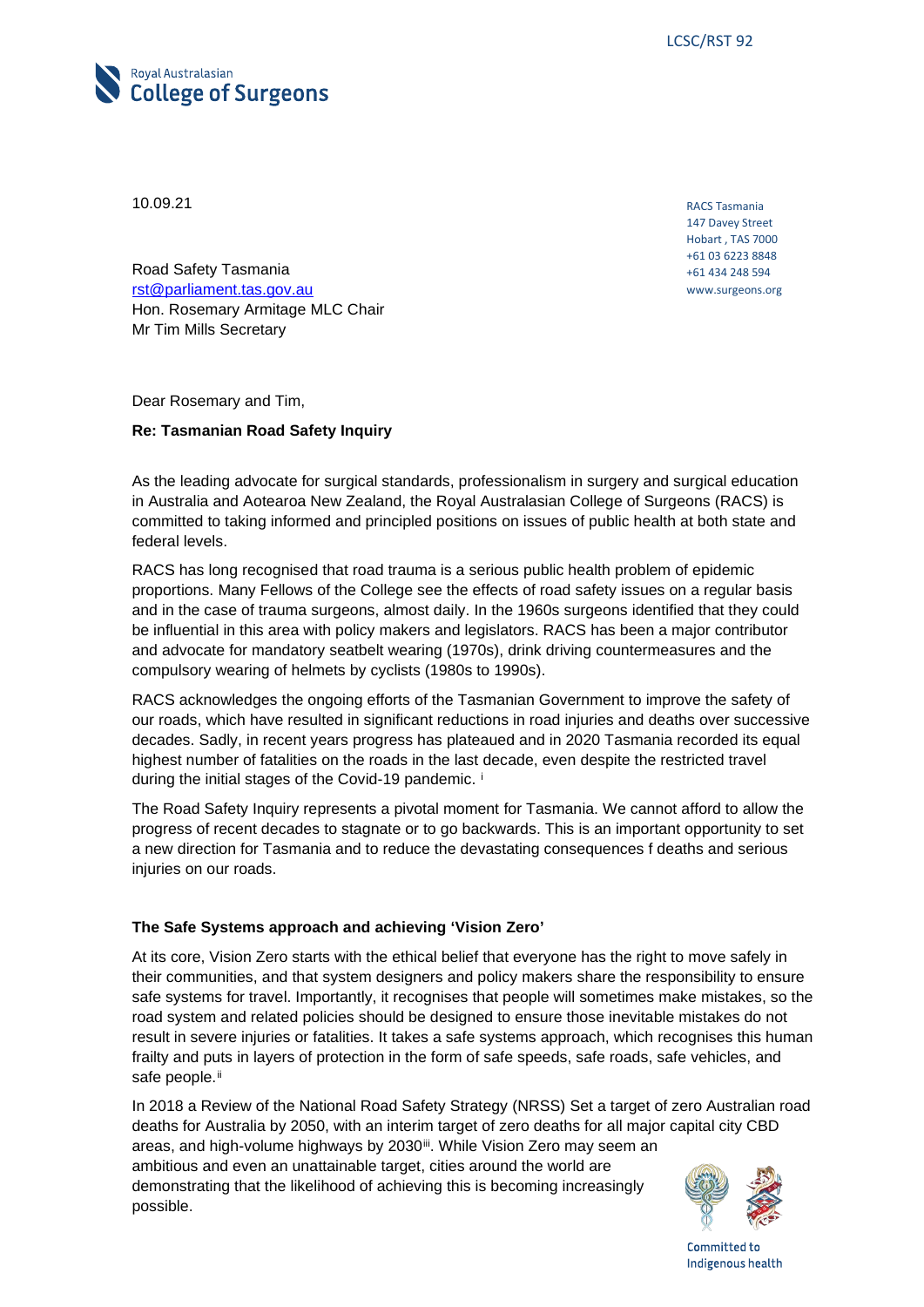LCSC/RST 92

Royal Australasian
**College of Surgeons**

10.09.21

RACS Tasmania
147 Davey Street
Hobart , TAS 7000
+61 03 6223 8848
+61 434 248 594
www.surgeons.org

Road Safety Tasmania
rst@parliament.tas.gov.au
Hon. Rosemary Armitage MLC Chair
Mr Tim Mills Secretary

Dear Rosemary and Tim,

**Re: Tasmanian Road Safety Inquiry**

As the leading advocate for surgical standards, professionalism in surgery and surgical education in Australia and Aotearoa New Zealand, the Royal Australasian College of Surgeons (RACS) is committed to taking informed and principled positions on issues of public health at both state and federal levels.

RACS has long recognised that road trauma is a serious public health problem of epidemic proportions. Many Fellows of the College see the effects of road safety issues on a regular basis and in the case of trauma surgeons, almost daily. In the 1960s surgeons identified that they could be influential in this area with policy makers and legislators. RACS has been a major contributor and advocate for mandatory seatbelt wearing (1970s), drink driving countermeasures and the compulsory wearing of helmets by cyclists (1980s to 1990s).

RACS acknowledges the ongoing efforts of the Tasmanian Government to improve the safety of our roads, which have resulted in significant reductions in road injuries and deaths over successive decades. Sadly, in recent years progress has plateaued and in 2020 Tasmania recorded its equal highest number of fatalities on the roads in the last decade, even despite the restricted travel during the initial stages of the Covid-19 pandemic. [i]

The Road Safety Inquiry represents a pivotal moment for Tasmania. We cannot afford to allow the progress of recent decades to stagnate or to go backwards. This is an important opportunity to set a new direction for Tasmania and to reduce the devastating consequences f deaths and serious injuries on our roads.

**The Safe Systems approach and achieving 'Vision Zero'**

At its core, Vision Zero starts with the ethical belief that everyone has the right to move safely in their communities, and that system designers and policy makers share the responsibility to ensure safe systems for travel. Importantly, it recognises that people will sometimes make mistakes, so the road system and related policies should be designed to ensure those inevitable mistakes do not result in severe injuries or fatalities. It takes a safe systems approach, which recognises this human frailty and puts in layers of protection in the form of safe speeds, safe roads, safe vehicles, and safe people.[ii]

In 2018 a Review of the National Road Safety Strategy (NRSS) Set a target of zero Australian road deaths for Australia by 2050, with an interim target of zero deaths for all major capital city CBD areas, and high-volume highways by 2030[iii]. While Vision Zero may seem an ambitious and even an unattainable target, cities around the world are demonstrating that the likelihood of achieving this is becoming increasingly possible.

Committed to Indigenous health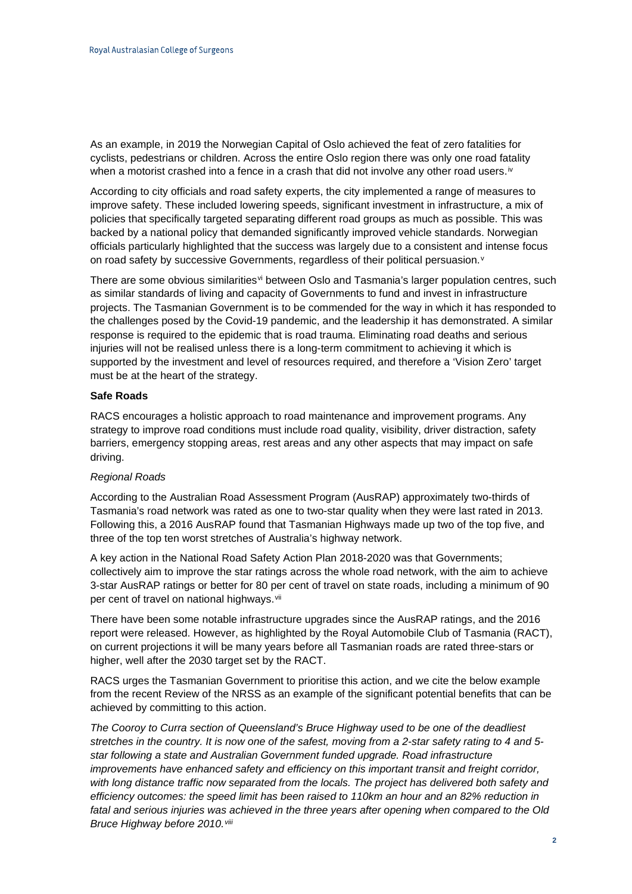As an example, in 2019 the Norwegian Capital of Oslo achieved the feat of zero fatalities for cyclists, pedestrians or children. Across the entire Oslo region there was only one road fatality when a motorist crashed into a fence in a crash that did not involve any other road users.[iv]

According to city officials and road safety experts, the city implemented a range of measures to improve safety. These included lowering speeds, significant investment in infrastructure, a mix of policies that specifically targeted separating different road groups as much as possible. This was backed by a national policy that demanded significantly improved vehicle standards. Norwegian officials particularly highlighted that the success was largely due to a consistent and intense focus on road safety by successive Governments, regardless of their political persuasion.[v]

There are some obvious similarities[vi] between Oslo and Tasmania's larger population centres, such as similar standards of living and capacity of Governments to fund and invest in infrastructure projects. The Tasmanian Government is to be commended for the way in which it has responded to the challenges posed by the Covid-19 pandemic, and the leadership it has demonstrated. A similar response is required to the epidemic that is road trauma. Eliminating road deaths and serious injuries will not be realised unless there is a long-term commitment to achieving it which is supported by the investment and level of resources required, and therefore a 'Vision Zero' target must be at the heart of the strategy.

**Safe Roads**

RACS encourages a holistic approach to road maintenance and improvement programs. Any strategy to improve road conditions must include road quality, visibility, driver distraction, safety barriers, emergency stopping areas, rest areas and any other aspects that may impact on safe driving.

*Regional Roads*

According to the Australian Road Assessment Program (AusRAP) approximately two-thirds of Tasmania's road network was rated as one to two-star quality when they were last rated in 2013. Following this, a 2016 AusRAP found that Tasmanian Highways made up two of the top five, and three of the top ten worst stretches of Australia's highway network.

A key action in the National Road Safety Action Plan 2018-2020 was that Governments; collectively aim to improve the star ratings across the whole road network, with the aim to achieve 3-star AusRAP ratings or better for 80 per cent of travel on state roads, including a minimum of 90 per cent of travel on national highways.[vii]

There have been some notable infrastructure upgrades since the AusRAP ratings, and the 2016 report were released. However, as highlighted by the Royal Automobile Club of Tasmania (RACT), on current projections it will be many years before all Tasmanian roads are rated three-stars or higher, well after the 2030 target set by the RACT.

RACS urges the Tasmanian Government to prioritise this action, and we cite the below example from the recent Review of the NRSS as an example of the significant potential benefits that can be achieved by committing to this action.

*The Cooroy to Curra section of Queensland's Bruce Highway used to be one of the deadliest stretches in the country. It is now one of the safest, moving from a 2-star safety rating to 4 and 5-star following a state and Australian Government funded upgrade. Road infrastructure improvements have enhanced safety and efficiency on this important transit and freight corridor, with long distance traffic now separated from the locals. The project has delivered both safety and efficiency outcomes: the speed limit has been raised to 110km an hour and an 82% reduction in fatal and serious injuries was achieved in the three years after opening when compared to the Old Bruce Highway before 2010.*[viii]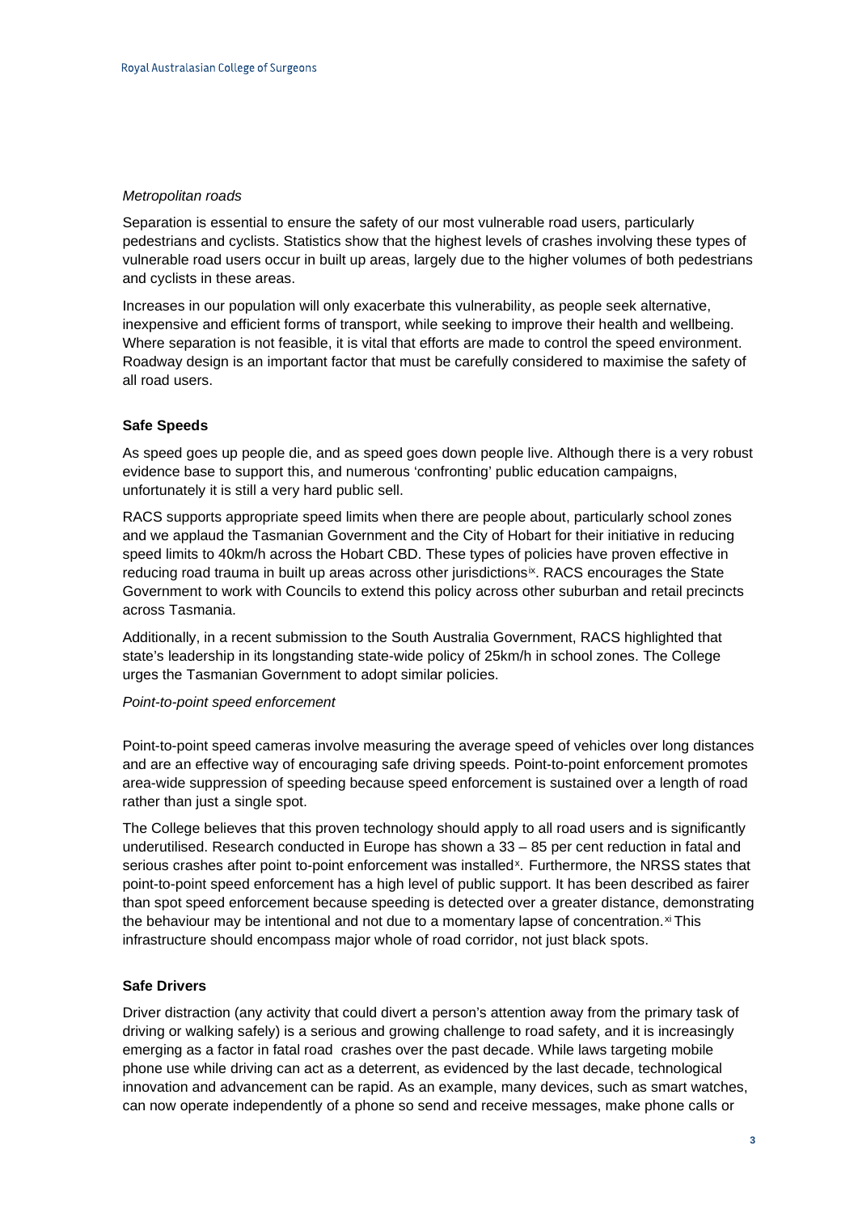*Metropolitan roads*

Separation is essential to ensure the safety of our most vulnerable road users, particularly pedestrians and cyclists. Statistics show that the highest levels of crashes involving these types of vulnerable road users occur in built up areas, largely due to the higher volumes of both pedestrians and cyclists in these areas.

Increases in our population will only exacerbate this vulnerability, as people seek alternative, inexpensive and efficient forms of transport, while seeking to improve their health and wellbeing. Where separation is not feasible, it is vital that efforts are made to control the speed environment. Roadway design is an important factor that must be carefully considered to maximise the safety of all road users.

**Safe Speeds**

As speed goes up people die, and as speed goes down people live. Although there is a very robust evidence base to support this, and numerous 'confronting' public education campaigns, unfortunately it is still a very hard public sell.

RACS supports appropriate speed limits when there are people about, particularly school zones and we applaud the Tasmanian Government and the City of Hobart for their initiative in reducing speed limits to 40km/h across the Hobart CBD. These types of policies have proven effective in reducing road trauma in built up areas across other jurisdictions[ix]. RACS encourages the State Government to work with Councils to extend this policy across other suburban and retail precincts across Tasmania.

Additionally, in a recent submission to the South Australia Government, RACS highlighted that state's leadership in its longstanding state-wide policy of 25km/h in school zones. The College urges the Tasmanian Government to adopt similar policies.

*Point-to-point speed enforcement*

Point-to-point speed cameras involve measuring the average speed of vehicles over long distances and are an effective way of encouraging safe driving speeds. Point-to-point enforcement promotes area-wide suppression of speeding because speed enforcement is sustained over a length of road rather than just a single spot.

The College believes that this proven technology should apply to all road users and is significantly underutilised. Research conducted in Europe has shown a 33 – 85 per cent reduction in fatal and serious crashes after point to-point enforcement was installed[x]. Furthermore, the NRSS states that point-to-point speed enforcement has a high level of public support. It has been described as fairer than spot speed enforcement because speeding is detected over a greater distance, demonstrating the behaviour may be intentional and not due to a momentary lapse of concentration.[xi] This infrastructure should encompass major whole of road corridor, not just black spots.

**Safe Drivers**

Driver distraction (any activity that could divert a person's attention away from the primary task of driving or walking safely) is a serious and growing challenge to road safety, and it is increasingly emerging as a factor in fatal road crashes over the past decade. While laws targeting mobile phone use while driving can act as a deterrent, as evidenced by the last decade, technological innovation and advancement can be rapid. As an example, many devices, such as smart watches, can now operate independently of a phone so send and receive messages, make phone calls or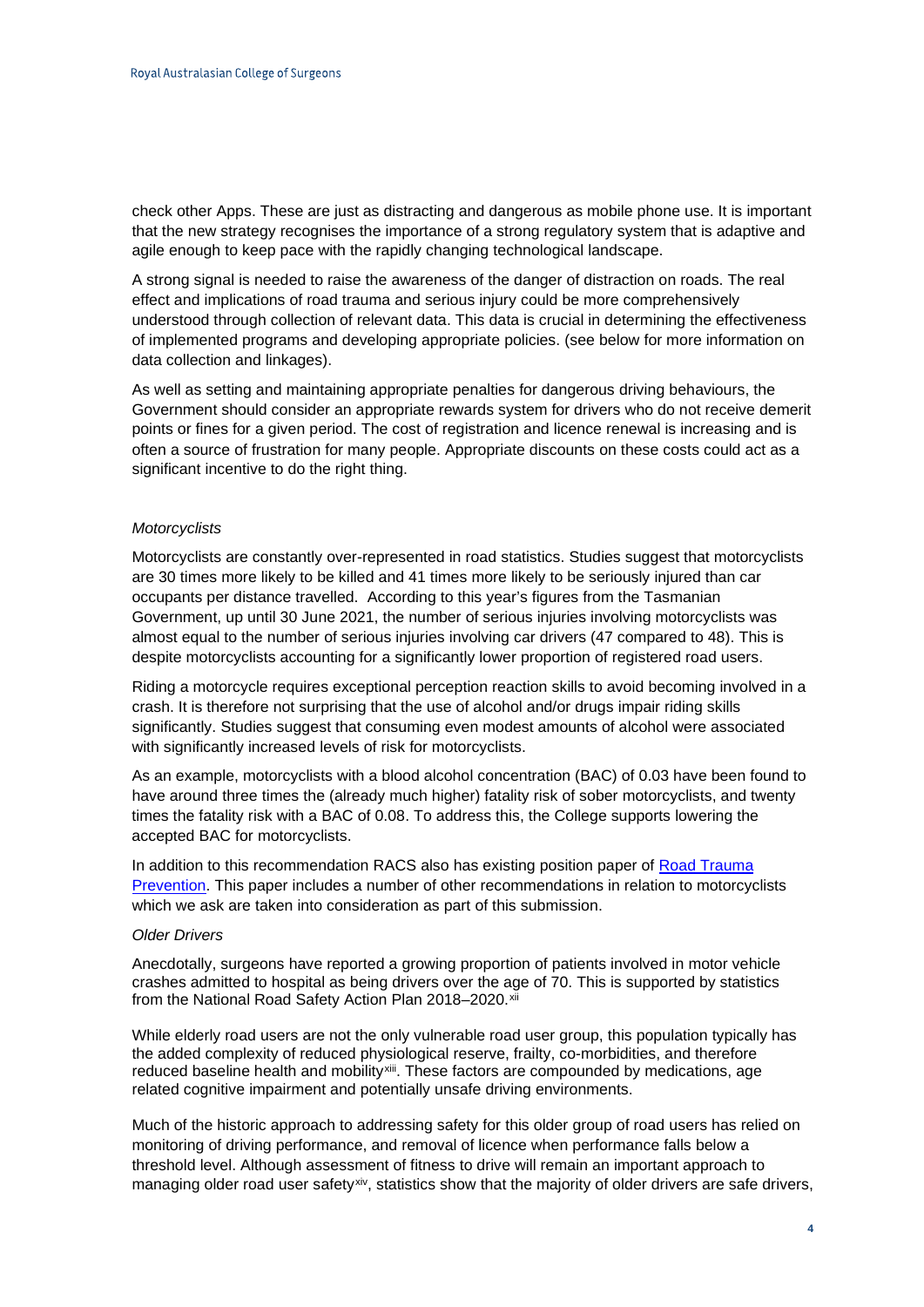check other Apps. These are just as distracting and dangerous as mobile phone use. It is important that the new strategy recognises the importance of a strong regulatory system that is adaptive and agile enough to keep pace with the rapidly changing technological landscape.

A strong signal is needed to raise the awareness of the danger of distraction on roads. The real effect and implications of road trauma and serious injury could be more comprehensively understood through collection of relevant data. This data is crucial in determining the effectiveness of implemented programs and developing appropriate policies. (see below for more information on data collection and linkages).

As well as setting and maintaining appropriate penalties for dangerous driving behaviours, the Government should consider an appropriate rewards system for drivers who do not receive demerit points or fines for a given period. The cost of registration and licence renewal is increasing and is often a source of frustration for many people. Appropriate discounts on these costs could act as a significant incentive to do the right thing.

*Motorcyclists*

Motorcyclists are constantly over-represented in road statistics. Studies suggest that motorcyclists are 30 times more likely to be killed and 41 times more likely to be seriously injured than car occupants per distance travelled. According to this year's figures from the Tasmanian Government, up until 30 June 2021, the number of serious injuries involving motorcyclists was almost equal to the number of serious injuries involving car drivers (47 compared to 48). This is despite motorcyclists accounting for a significantly lower proportion of registered road users.

Riding a motorcycle requires exceptional perception reaction skills to avoid becoming involved in a crash. It is therefore not surprising that the use of alcohol and/or drugs impair riding skills significantly. Studies suggest that consuming even modest amounts of alcohol were associated with significantly increased levels of risk for motorcyclists.

As an example, motorcyclists with a blood alcohol concentration (BAC) of 0.03 have been found to have around three times the (already much higher) fatality risk of sober motorcyclists, and twenty times the fatality risk with a BAC of 0.08. To address this, the College supports lowering the accepted BAC for motorcyclists.

In addition to this recommendation RACS also has existing position paper of [Road Trauma Prevention](). This paper includes a number of other recommendations in relation to motorcyclists which we ask are taken into consideration as part of this submission.

*Older Drivers*

Anecdotally, surgeons have reported a growing proportion of patients involved in motor vehicle crashes admitted to hospital as being drivers over the age of 70. This is supported by statistics from the National Road Safety Action Plan 2018–2020.[xii]

While elderly road users are not the only vulnerable road user group, this population typically has the added complexity of reduced physiological reserve, frailty, co-morbidities, and therefore reduced baseline health and mobility[xiii]. These factors are compounded by medications, age related cognitive impairment and potentially unsafe driving environments.

Much of the historic approach to addressing safety for this older group of road users has relied on monitoring of driving performance, and removal of licence when performance falls below a threshold level. Although assessment of fitness to drive will remain an important approach to managing older road user safety[xiv], statistics show that the majority of older drivers are safe drivers,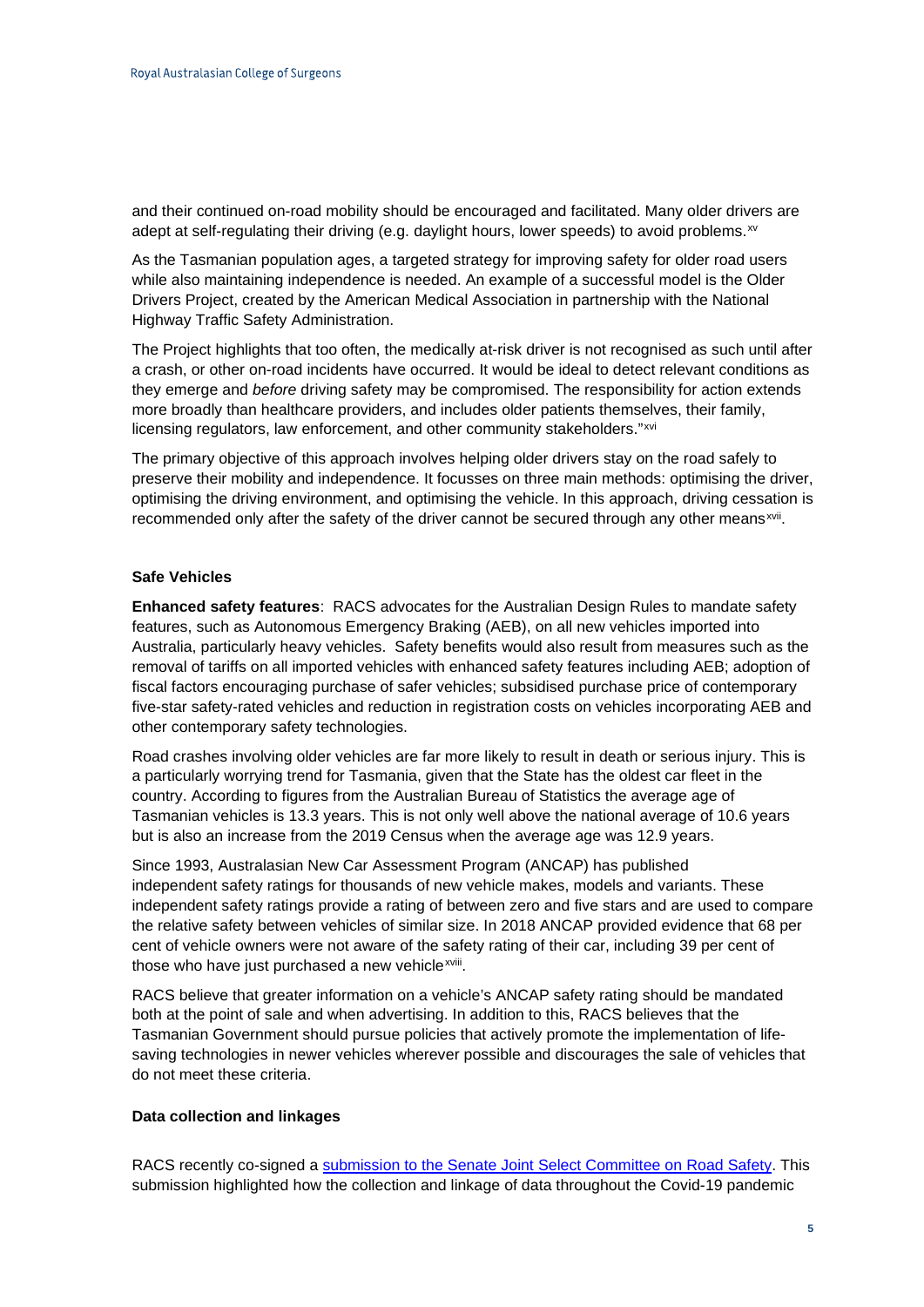and their continued on-road mobility should be encouraged and facilitated. Many older drivers are adept at self-regulating their driving (e.g. daylight hours, lower speeds) to avoid problems.[xv]

As the Tasmanian population ages, a targeted strategy for improving safety for older road users while also maintaining independence is needed. An example of a successful model is the Older Drivers Project, created by the American Medical Association in partnership with the National Highway Traffic Safety Administration.

The Project highlights that too often, the medically at-risk driver is not recognised as such until after a crash, or other on-road incidents have occurred. It would be ideal to detect relevant conditions as they emerge and *before* driving safety may be compromised. The responsibility for action extends more broadly than healthcare providers, and includes older patients themselves, their family, licensing regulators, law enforcement, and other community stakeholders."[xvi]

The primary objective of this approach involves helping older drivers stay on the road safely to preserve their mobility and independence. It focusses on three main methods: optimising the driver, optimising the driving environment, and optimising the vehicle. In this approach, driving cessation is recommended only after the safety of the driver cannot be secured through any other means[xvii].

### Safe Vehicles

**Enhanced safety features**: RACS advocates for the Australian Design Rules to mandate safety features, such as Autonomous Emergency Braking (AEB), on all new vehicles imported into Australia, particularly heavy vehicles. Safety benefits would also result from measures such as the removal of tariffs on all imported vehicles with enhanced safety features including AEB; adoption of fiscal factors encouraging purchase of safer vehicles; subsidised purchase price of contemporary five-star safety-rated vehicles and reduction in registration costs on vehicles incorporating AEB and other contemporary safety technologies.

Road crashes involving older vehicles are far more likely to result in death or serious injury. This is a particularly worrying trend for Tasmania, given that the State has the oldest car fleet in the country. According to figures from the Australian Bureau of Statistics the average age of Tasmanian vehicles is 13.3 years. This is not only well above the national average of 10.6 years but is also an increase from the 2019 Census when the average age was 12.9 years.

Since 1993, Australasian New Car Assessment Program (ANCAP) has published independent safety ratings for thousands of new vehicle makes, models and variants. These independent safety ratings provide a rating of between zero and five stars and are used to compare the relative safety between vehicles of similar size. In 2018 ANCAP provided evidence that 68 per cent of vehicle owners were not aware of the safety rating of their car, including 39 per cent of those who have just purchased a new vehicle[xviii].

RACS believe that greater information on a vehicle's ANCAP safety rating should be mandated both at the point of sale and when advertising. In addition to this, RACS believes that the Tasmanian Government should pursue policies that actively promote the implementation of life-saving technologies in newer vehicles wherever possible and discourages the sale of vehicles that do not meet these criteria.

### Data collection and linkages

RACS recently co-signed a [submission to the Senate Joint Select Committee on Road Safety](). This submission highlighted how the collection and linkage of data throughout the Covid-19 pandemic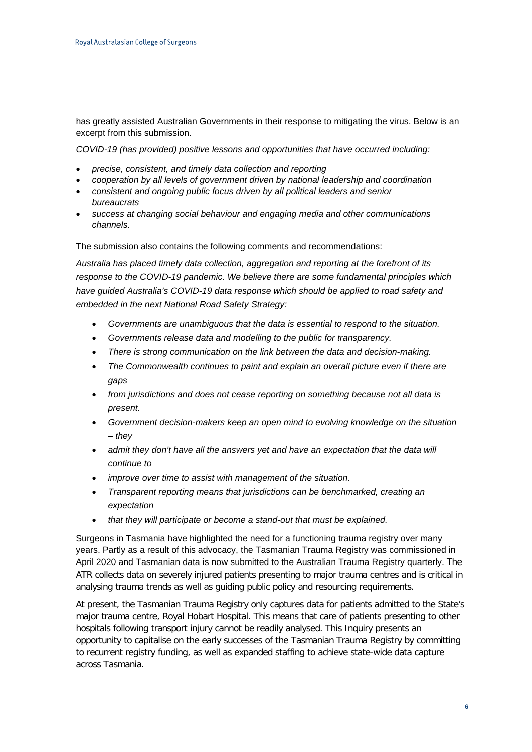has greatly assisted Australian Governments in their response to mitigating the virus. Below is an excerpt from this submission.

*COVID-19 (has provided) positive lessons and opportunities that have occurred including:*

- *precise, consistent, and timely data collection and reporting*
- *cooperation by all levels of government driven by national leadership and coordination*
- *consistent and ongoing public focus driven by all political leaders and senior bureaucrats*
- *success at changing social behaviour and engaging media and other communications channels.*

The submission also contains the following comments and recommendations:

*Australia has placed timely data collection, aggregation and reporting at the forefront of its response to the COVID-19 pandemic. We believe there are some fundamental principles which have guided Australia's COVID-19 data response which should be applied to road safety and embedded in the next National Road Safety Strategy:*

- *Governments are unambiguous that the data is essential to respond to the situation.*
- *Governments release data and modelling to the public for transparency.*
- *There is strong communication on the link between the data and decision-making.*
- *The Commonwealth continues to paint and explain an overall picture even if there are gaps*
- *from jurisdictions and does not cease reporting on something because not all data is present.*
- *Government decision-makers keep an open mind to evolving knowledge on the situation – they*
- *admit they don't have all the answers yet and have an expectation that the data will continue to*
- *improve over time to assist with management of the situation.*
- *Transparent reporting means that jurisdictions can be benchmarked, creating an expectation*
- *that they will participate or become a stand-out that must be explained.*

Surgeons in Tasmania have highlighted the need for a functioning trauma registry over many years. Partly as a result of this advocacy, the Tasmanian Trauma Registry was commissioned in April 2020 and Tasmanian data is now submitted to the Australian Trauma Registry quarterly. The ATR collects data on severely injured patients presenting to major trauma centres and is critical in analysing trauma trends as well as guiding public policy and resourcing requirements.

At present, the Tasmanian Trauma Registry only captures data for patients admitted to the State's major trauma centre, Royal Hobart Hospital. This means that care of patients presenting to other hospitals following transport injury cannot be readily analysed. This Inquiry presents an opportunity to capitalise on the early successes of the Tasmanian Trauma Registry by committing to recurrent registry funding, as well as expanded staffing to achieve state-wide data capture across Tasmania.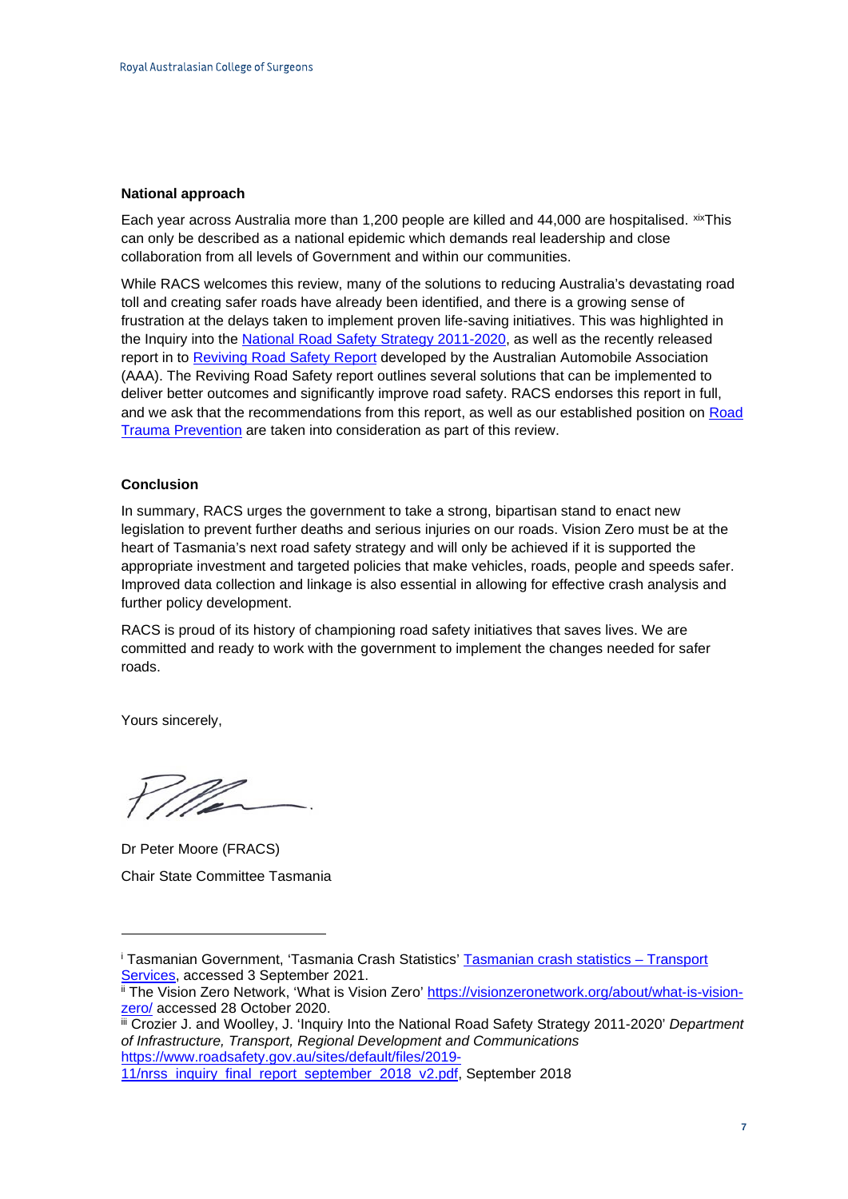**National approach**

Each year across Australia more than 1,200 people are killed and 44,000 are hospitalised. [xix]This can only be described as a national epidemic which demands real leadership and close collaboration from all levels of Government and within our communities.

While RACS welcomes this review, many of the solutions to reducing Australia's devastating road toll and creating safer roads have already been identified, and there is a growing sense of frustration at the delays taken to implement proven life-saving initiatives. This was highlighted in the Inquiry into the National Road Safety Strategy 2011-2020, as well as the recently released report in to Reviving Road Safety Report developed by the Australian Automobile Association (AAA). The Reviving Road Safety report outlines several solutions that can be implemented to deliver better outcomes and significantly improve road safety. RACS endorses this report in full, and we ask that the recommendations from this report, as well as our established position on Road Trauma Prevention are taken into consideration as part of this review.

**Conclusion**

In summary, RACS urges the government to take a strong, bipartisan stand to enact new legislation to prevent further deaths and serious injuries on our roads. Vision Zero must be at the heart of Tasmania's next road safety strategy and will only be achieved if it is supported the appropriate investment and targeted policies that make vehicles, roads, people and speeds safer. Improved data collection and linkage is also essential in allowing for effective crash analysis and further policy development.

RACS is proud of its history of championing road safety initiatives that saves lives. We are committed and ready to work with the government to implement the changes needed for safer roads.

Yours sincerely,

Dr Peter Moore (FRACS)

Chair State Committee Tasmania

---

[i] Tasmanian Government, 'Tasmania Crash Statistics' Tasmanian crash statistics – Transport Services, accessed 3 September 2021.

[ii] The Vision Zero Network, 'What is Vision Zero' https://visionzeronetwork.org/about/what-is-vision-zero/ accessed 28 October 2020.

[iii] Crozier J. and Woolley, J. 'Inquiry Into the National Road Safety Strategy 2011-2020' *Department of Infrastructure, Transport, Regional Development and Communications* https://www.roadsafety.gov.au/sites/default/files/2019-11/nrss_inquiry_final_report_september_2018_v2.pdf, September 2018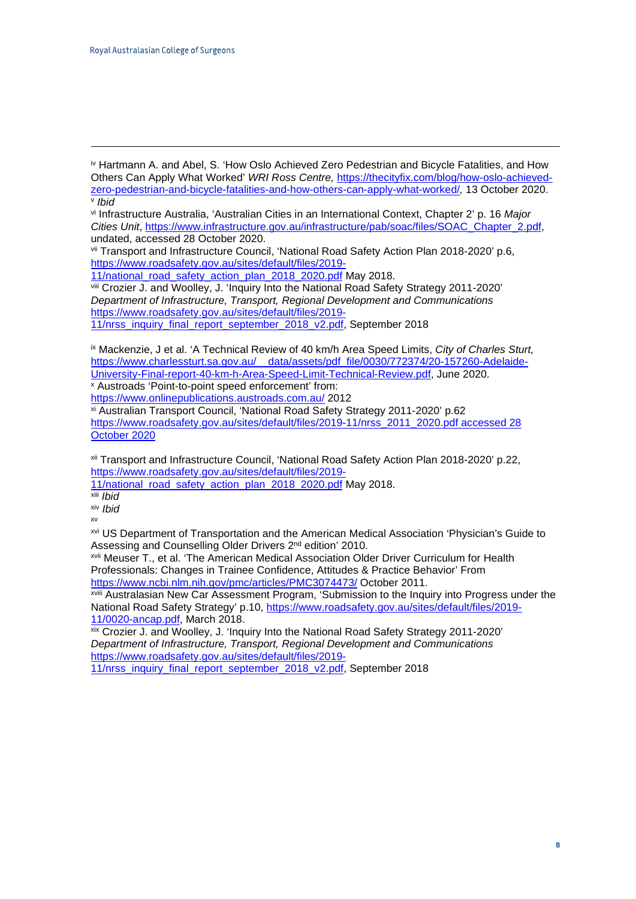[iv] Hartmann A. and Abel, S. 'How Oslo Achieved Zero Pedestrian and Bicycle Fatalities, and How Others Can Apply What Worked' *WRI Ross Centre,* https://thecityfix.com/blog/how-oslo-achieved-zero-pedestrian-and-bicycle-fatalities-and-how-others-can-apply-what-worked/, 13 October 2020.

[v] *Ibid*

[vi] Infrastructure Australia, 'Australian Cities in an International Context, Chapter 2' p. 16 *Major Cities Unit*, https://www.infrastructure.gov.au/infrastructure/pab/soac/files/SOAC_Chapter_2.pdf, undated, accessed 28 October 2020.

[vii] Transport and Infrastructure Council, 'National Road Safety Action Plan 2018-2020' p.6, https://www.roadsafety.gov.au/sites/default/files/2019-11/national_road_safety_action_plan_2018_2020.pdf May 2018.

[viii] Crozier J. and Woolley, J. 'Inquiry Into the National Road Safety Strategy 2011-2020' *Department of Infrastructure, Transport, Regional Development and Communications* https://www.roadsafety.gov.au/sites/default/files/2019-11/nrss_inquiry_final_report_september_2018_v2.pdf, September 2018

[ix] Mackenzie, J et al. 'A Technical Review of 40 km/h Area Speed Limits, *City of Charles Sturt,* https://www.charlesstturt.sa.gov.au/__data/assets/pdf_file/0030/772374/20-157260-Adelaide-University-Final-report-40-km-h-Area-Speed-Limit-Technical-Review.pdf, June 2020.

[x] Austroads 'Point-to-point speed enforcement' from: https://www.onlinepublications.austroads.com.au/ 2012

[xi] Australian Transport Council, 'National Road Safety Strategy 2011-2020' p.62 https://www.roadsafety.gov.au/sites/default/files/2019-11/nrss_2011_2020.pdf accessed 28 October 2020

[xii] Transport and Infrastructure Council, 'National Road Safety Action Plan 2018-2020' p.22, https://www.roadsafety.gov.au/sites/default/files/2019-11/national_road_safety_action_plan_2018_2020.pdf May 2018.

[xiii] *Ibid*

[xiv] *Ibid*

[xv]

[xvi] US Department of Transportation and the American Medical Association 'Physician's Guide to Assessing and Counselling Older Drivers 2nd edition' 2010.

[xvii] Meuser T., et al. 'The American Medical Association Older Driver Curriculum for Health Professionals: Changes in Trainee Confidence, Attitudes & Practice Behavior' From https://www.ncbi.nlm.nih.gov/pmc/articles/PMC3074473/ October 2011.

[xviii] Australasian New Car Assessment Program, 'Submission to the Inquiry into Progress under the National Road Safety Strategy' p.10, https://www.roadsafety.gov.au/sites/default/files/2019-11/0020-ancap.pdf, March 2018.

[xix] Crozier J. and Woolley, J. 'Inquiry Into the National Road Safety Strategy 2011-2020' *Department of Infrastructure, Transport, Regional Development and Communications* https://www.roadsafety.gov.au/sites/default/files/2019-11/nrss_inquiry_final_report_september_2018_v2.pdf, September 2018